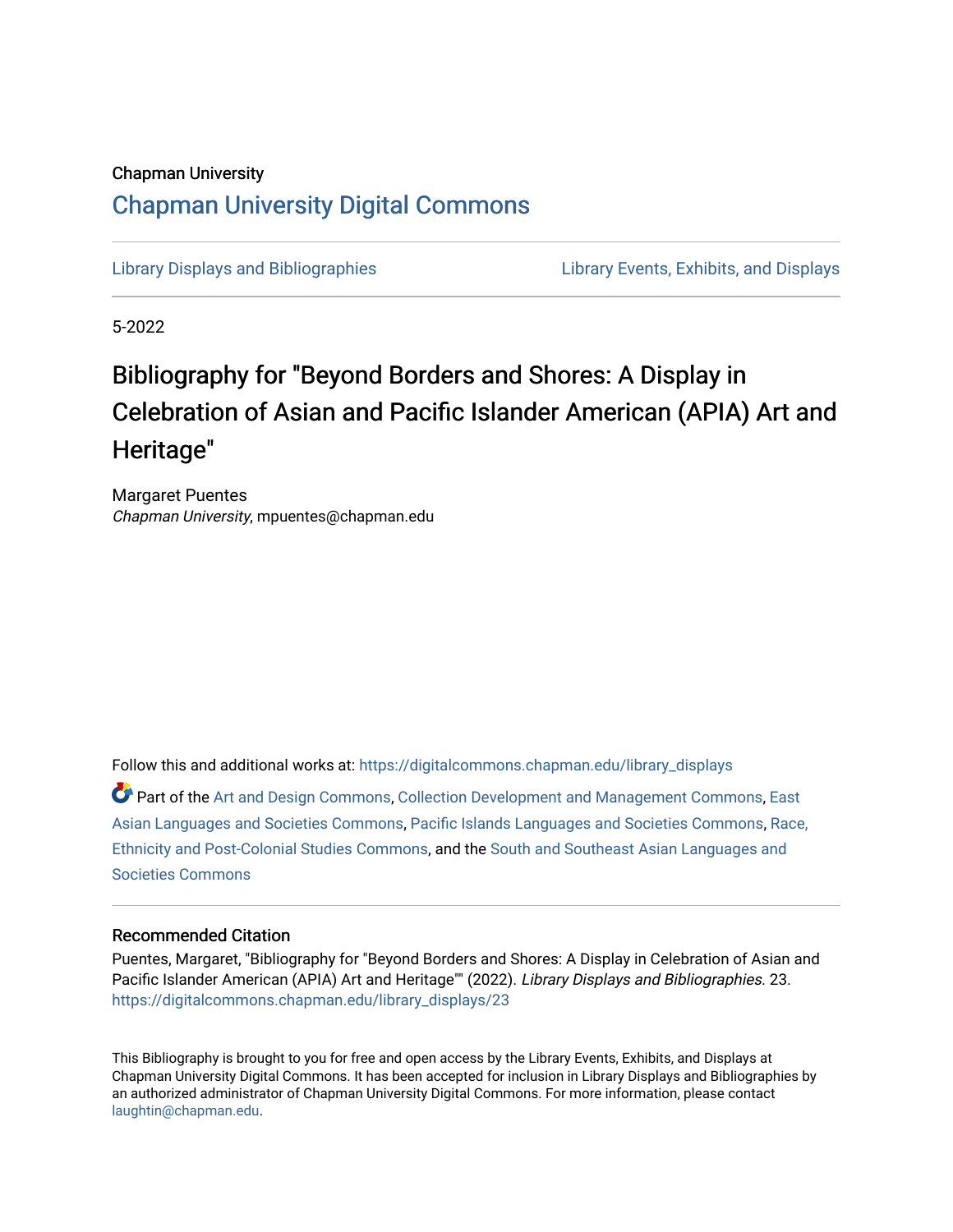Chapman University

## Chapman University Digital Commons

Library Displays and Bibliographies | Library Events, Exhibits, and Displays

5-2022

# Bibliography for "Beyond Borders and Shores: A Display in Celebration of Asian and Pacific Islander American (APIA) Art and Heritage"

Margaret Puentes
*Chapman University*, mpuentes@chapman.edu

Follow this and additional works at: https://digitalcommons.chapman.edu/library_displays

Part of the Art and Design Commons, Collection Development and Management Commons, East Asian Languages and Societies Commons, Pacific Islands Languages and Societies Commons, Race, Ethnicity and Post-Colonial Studies Commons, and the South and Southeast Asian Languages and Societies Commons

### Recommended Citation

Puentes, Margaret, "Bibliography for "Beyond Borders and Shores: A Display in Celebration of Asian and Pacific Islander American (APIA) Art and Heritage"" (2022). *Library Displays and Bibliographies*. 23.
https://digitalcommons.chapman.edu/library_displays/23

This Bibliography is brought to you for free and open access by the Library Events, Exhibits, and Displays at Chapman University Digital Commons. It has been accepted for inclusion in Library Displays and Bibliographies by an authorized administrator of Chapman University Digital Commons. For more information, please contact laughtin@chapman.edu.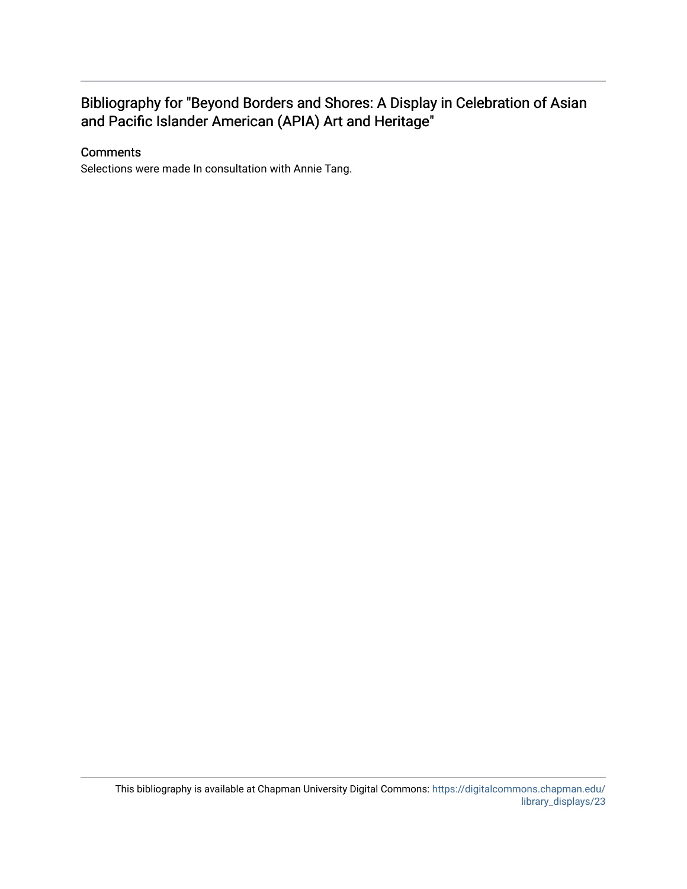# Bibliography for "Beyond Borders and Shores: A Display in Celebration of Asian and Pacific Islander American (APIA) Art and Heritage"

## Comments

Selections were made In consultation with Annie Tang.

This bibliography is available at Chapman University Digital Commons: https://digitalcommons.chapman.edu/library_displays/23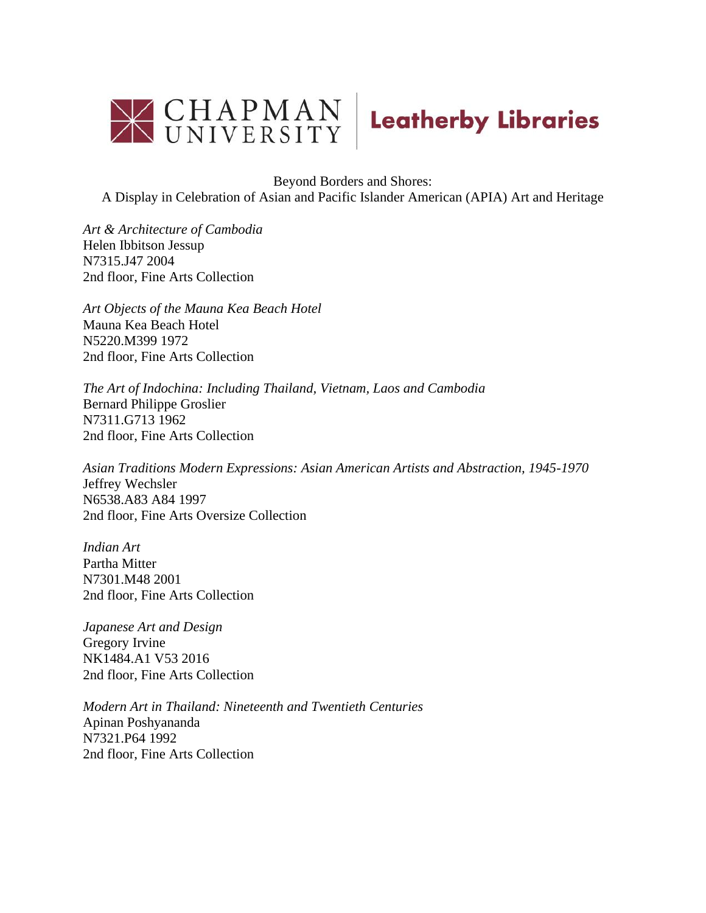Beyond Borders and Shores:
A Display in Celebration of Asian and Pacific Islander American (APIA) Art and Heritage

*Art & Architecture of Cambodia*
Helen Ibbitson Jessup
N7315.J47 2004
2nd floor, Fine Arts Collection

*Art Objects of the Mauna Kea Beach Hotel*
Mauna Kea Beach Hotel
N5220.M399 1972
2nd floor, Fine Arts Collection

*The Art of Indochina: Including Thailand, Vietnam, Laos and Cambodia*
Bernard Philippe Groslier
N7311.G713 1962
2nd floor, Fine Arts Collection

*Asian Traditions Modern Expressions: Asian American Artists and Abstraction, 1945-1970*
Jeffrey Wechsler
N6538.A83 A84 1997
2nd floor, Fine Arts Oversize Collection

*Indian Art*
Partha Mitter
N7301.M48 2001
2nd floor, Fine Arts Collection

*Japanese Art and Design*
Gregory Irvine
NK1484.A1 V53 2016
2nd floor, Fine Arts Collection

*Modern Art in Thailand: Nineteenth and Twentieth Centuries*
Apinan Poshyananda
N7321.P64 1992
2nd floor, Fine Arts Collection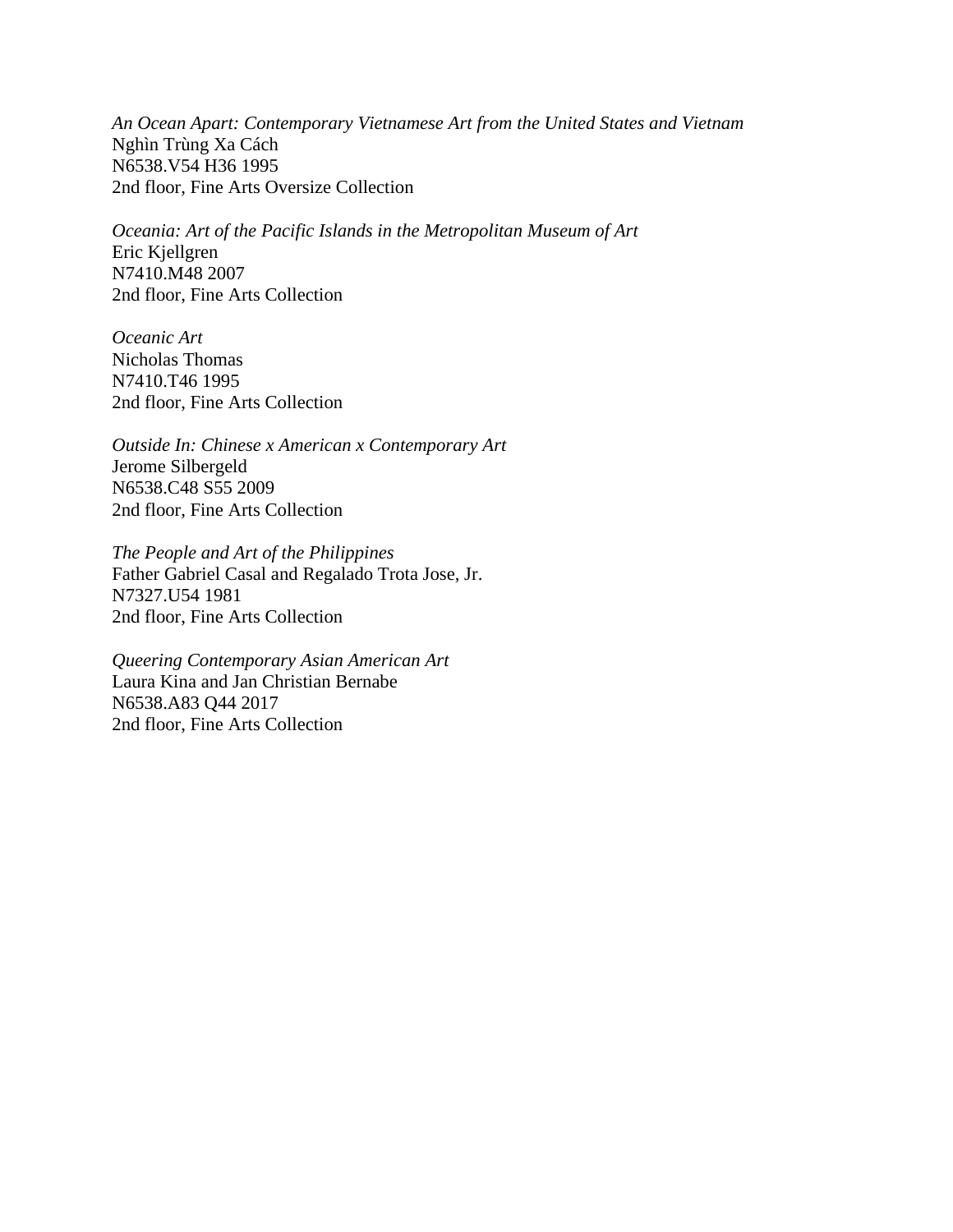*An Ocean Apart: Contemporary Vietnamese Art from the United States and Vietnam*
Nghìn Trùng Xa Cách
N6538.V54 H36 1995
2nd floor, Fine Arts Oversize Collection

*Oceania: Art of the Pacific Islands in the Metropolitan Museum of Art*
Eric Kjellgren
N7410.M48 2007
2nd floor, Fine Arts Collection

*Oceanic Art*
Nicholas Thomas
N7410.T46 1995
2nd floor, Fine Arts Collection

*Outside In: Chinese x American x Contemporary Art*
Jerome Silbergeld
N6538.C48 S55 2009
2nd floor, Fine Arts Collection

*The People and Art of the Philippines*
Father Gabriel Casal and Regalado Trota Jose, Jr.
N7327.U54 1981
2nd floor, Fine Arts Collection

*Queering Contemporary Asian American Art*
Laura Kina and Jan Christian Bernabe
N6538.A83 Q44 2017
2nd floor, Fine Arts Collection